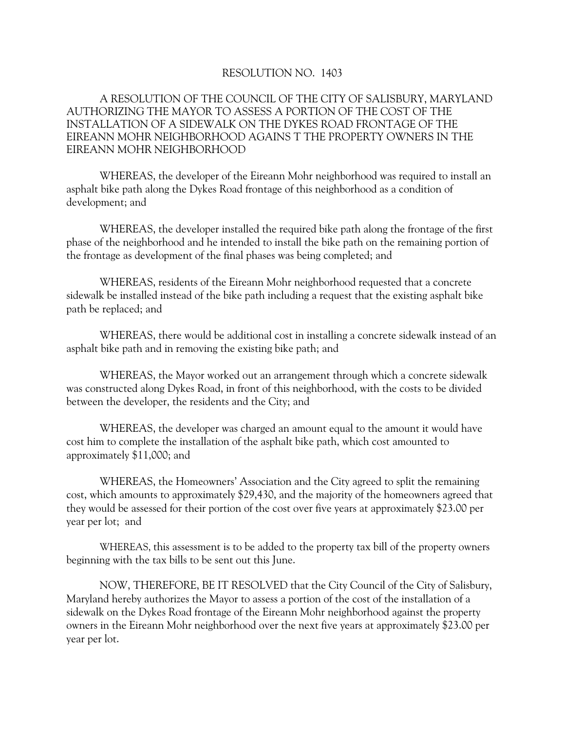# RESOLUTION NO. 1403

A RESOLUTION OF THE COUNCIL OF THE CITY OF SALISBURY, MARYLAND AUTHORIZING THE MAYOR TO ASSESS A PORTION OF THE COST OF THE INSTALLATION OF A SIDEWALK ON THE DYKES ROAD FRONTAGE OF THE EIREANN MOHR NEIGHBORHOOD AGAINS T THE PROPERTY OWNERS IN THE EIREANN MOHR NEIGHBORHOOD

WHEREAS, the developer of the Eireann Mohr neighborhood was required to install an asphalt bike path along the Dykes Road frontage of this neighborhood as a condition of development; and

WHEREAS, the developer installed the required bike path along the frontage of the first phase of the neighborhood and he intended to install the bike path on the remaining portion of the frontage as development of the final phases was being completed; and

WHEREAS, residents of the Eireann Mohr neighborhood requested that a concrete sidewalk be installed instead of the bike path including a request that the existing asphalt bike path be replaced; and

WHEREAS, there would be additional cost in installing a concrete sidewalk instead of an asphalt bike path and in removing the existing bike path; and

WHEREAS, the Mayor worked out an arrangement through which a concrete sidewalk was constructed along Dykes Road, in front of this neighborhood, with the costs to be divided between the developer, the residents and the City; and

WHEREAS, the developer was charged an amount equal to the amount it would have cost him to complete the installation of the asphalt bike path, which cost amounted to approximately $11,000; and

WHEREAS, the Homeowners' Association and the City agreed to split the remaining cost, which amounts to approximately $29,430, and the majority of the homeowners agreed that they would be assessed for their portion of the cost over five years at approximately $23.00 per year per lot; and

WHEREAS, this assessment is to be added to the property tax bill of the property owners beginning with the tax bills to be sent out this June.

NOW, THEREFORE, BE IT RESOLVED that the City Council of the City of Salisbury, Maryland hereby authorizes the Mayor to assess a portion of the cost of the installation of a sidewalk on the Dykes Road frontage of the Eireann Mohr neighborhood against the property owners in the Eireann Mohr neighborhood over the next five years at approximately $23.00 per year per lot.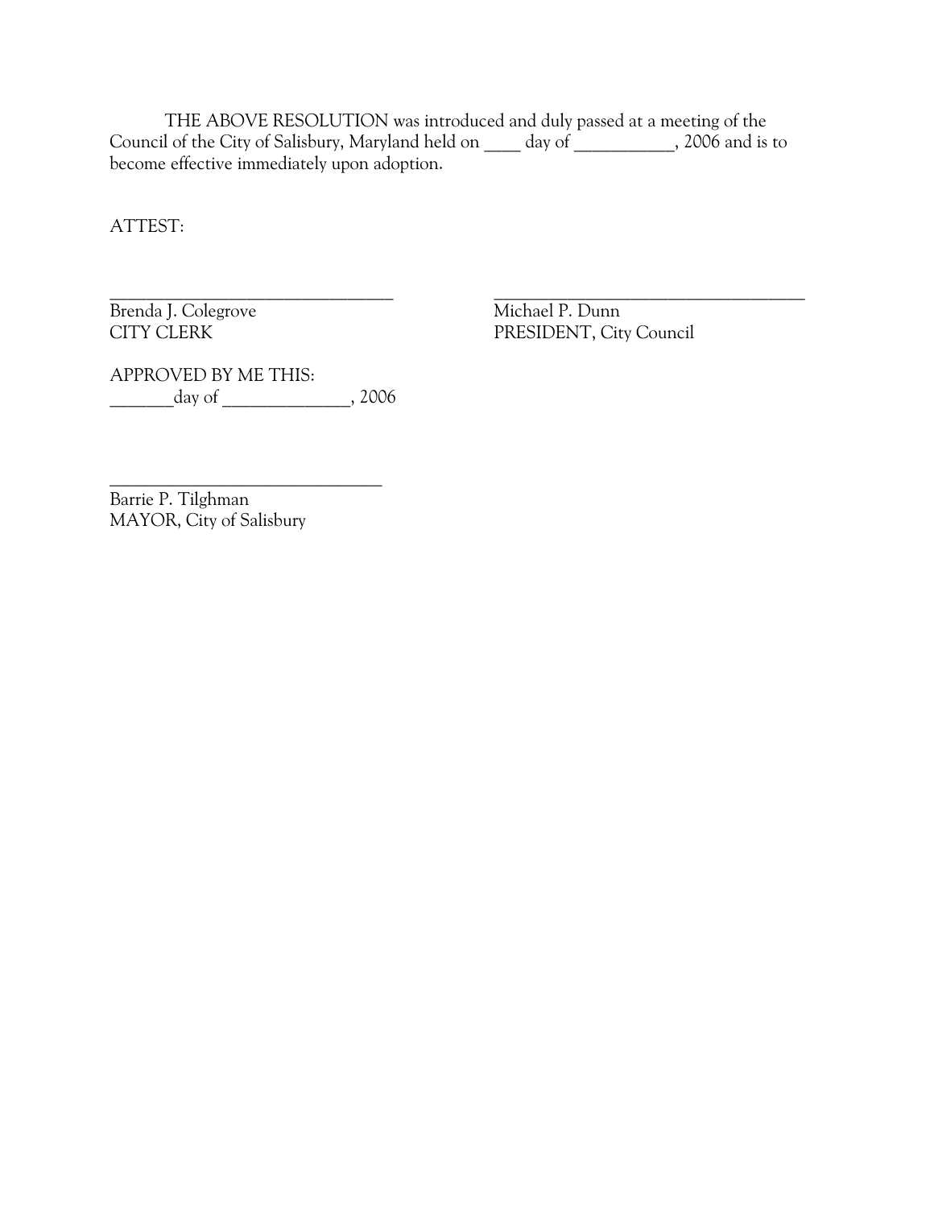THE ABOVE RESOLUTION was introduced and duly passed at a meeting of the Council of the City of Salisbury, Maryland held on ____ day of ___________, 2006 and is to become effective immediately upon adoption.

ATTEST:

_________________________________
Brenda J. Colegrove
CITY CLERK

_________________________________
Michael P. Dunn
PRESIDENT, City Council

APPROVED BY ME THIS:
_______day of ______________, 2006

_______________________________
Barrie P. Tilghman
MAYOR, City of Salisbury